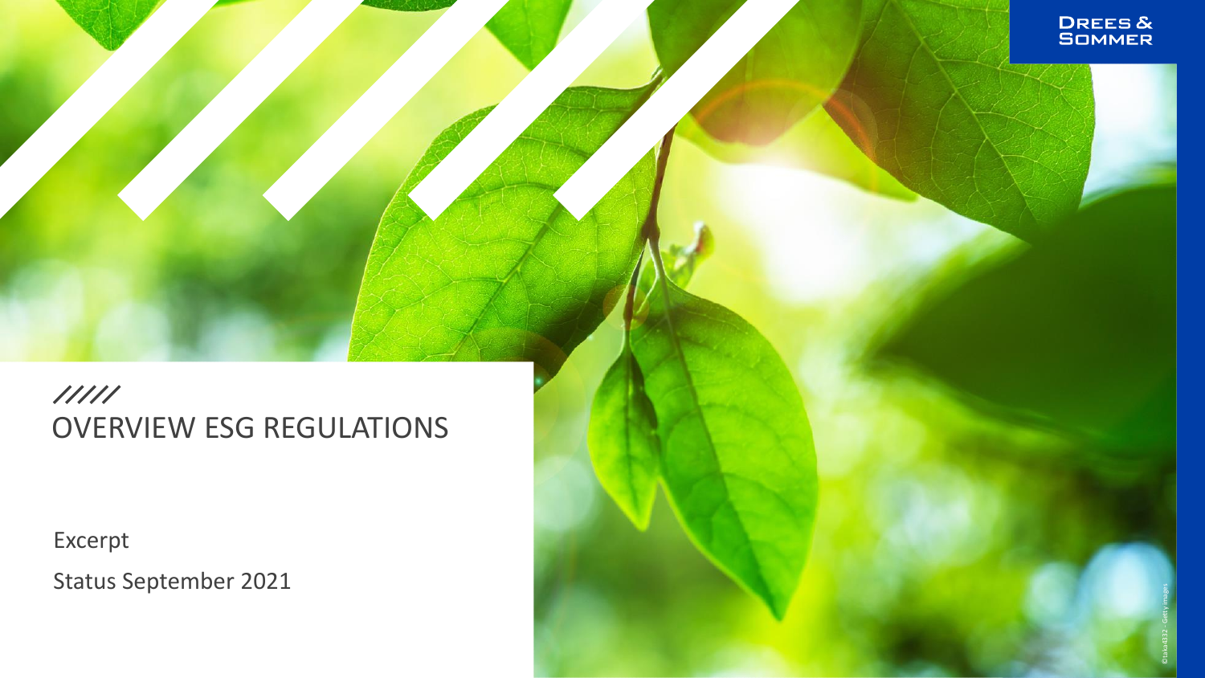# OVERVIEW ESG REGULATIONS

Excerpt

Status September 2021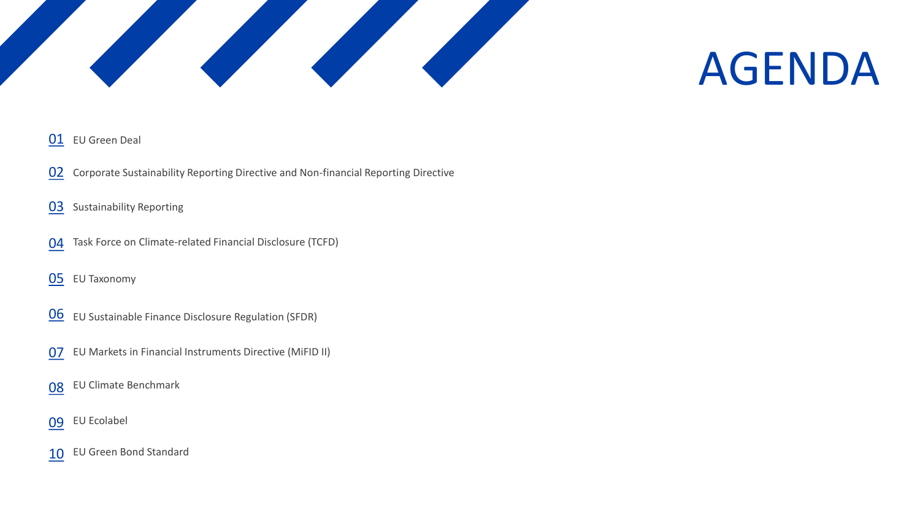# AGENDA

01 EU Green Deal

02 Corporate Sustainability Reporting Directive and Non-financial Reporting Directive

03 Sustainability Reporting

04 Task Force on Climate-related Financial Disclosure (TCFD)

05 EU Taxonomy

06 EU Sustainable Finance Disclosure Regulation (SFDR)

07 EU Markets in Financial Instruments Directive (MiFID II)

08 EU Climate Benchmark

09 EU Ecolabel

10 EU Green Bond Standard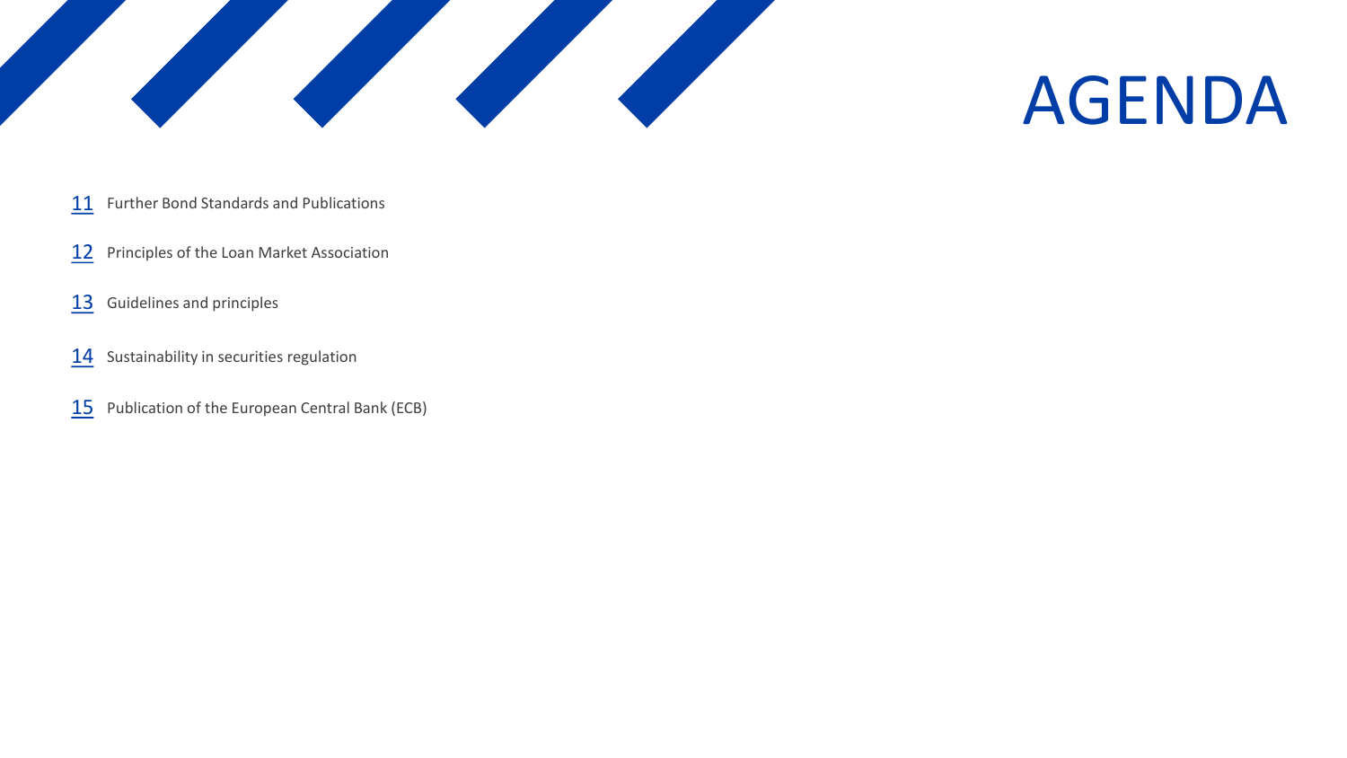# AGENDA

- 11 Further Bond Standards and Publications
- 12 Principles of the Loan Market Association
- 13 Guidelines and principles
- 14 Sustainability in securities regulation
- 15 Publication of the European Central Bank (ECB)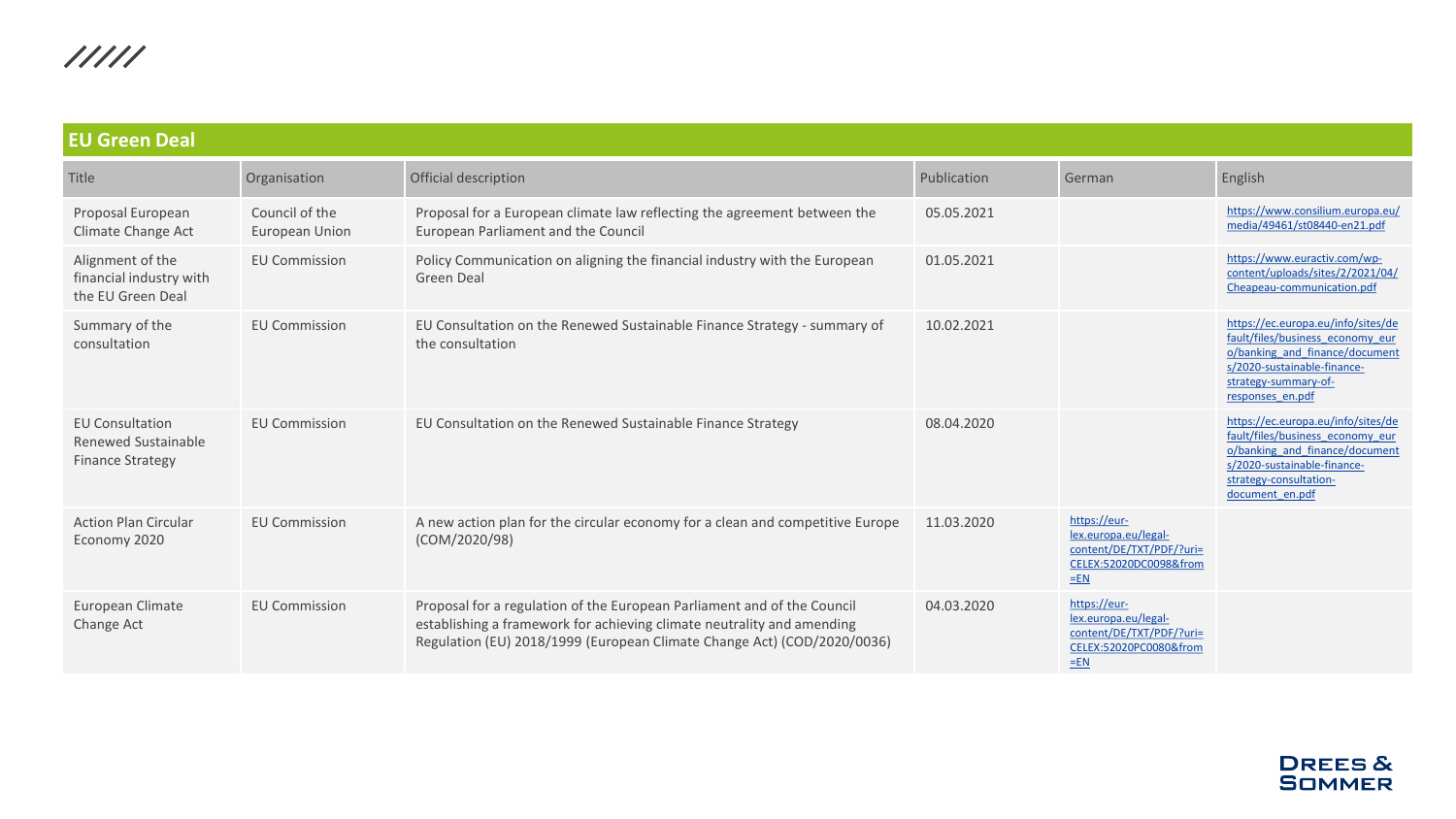## EU Green Deal

| Title | Organisation | Official description | Publication | German | English |
|---|---|---|---|---|---|
| Proposal European Climate Change Act | Council of the European Union | Proposal for a European climate law reflecting the agreement between the European Parliament and the Council | 05.05.2021 | | https://www.consilium.europa.eu/media/49461/st08440-en21.pdf |
| Alignment of the financial industry with the EU Green Deal | EU Commission | Policy Communication on aligning the financial industry with the European Green Deal | 01.05.2021 | | https://www.euractiv.com/wp-content/uploads/sites/2/2021/04/Cheapeau-communication.pdf |
| Summary of the consultation | EU Commission | EU Consultation on the Renewed Sustainable Finance Strategy - summary of the consultation | 10.02.2021 | | https://ec.europa.eu/info/sites/default/files/business_economy_euro/banking_and_finance/documents/2020-sustainable-finance-strategy-summary-of-responses_en.pdf |
| EU Consultation Renewed Sustainable Finance Strategy | EU Commission | EU Consultation on the Renewed Sustainable Finance Strategy | 08.04.2020 | | https://ec.europa.eu/info/sites/default/files/business_economy_euro/banking_and_finance/documents/2020-sustainable-finance-strategy-consultation-document_en.pdf |
| Action Plan Circular Economy 2020 | EU Commission | A new action plan for the circular economy for a clean and competitive Europe (COM/2020/98) | 11.03.2020 | https://eur-lex.europa.eu/legal-content/DE/TXT/PDF/?uri=CELEX:52020DC0098&from=EN | |
| European Climate Change Act | EU Commission | Proposal for a regulation of the European Parliament and of the Council establishing a framework for achieving climate neutrality and amending Regulation (EU) 2018/1999 (European Climate Change Act) (COD/2020/0036) | 04.03.2020 | https://eur-lex.europa.eu/legal-content/DE/TXT/PDF/?uri=CELEX:52020PC0080&from=EN | |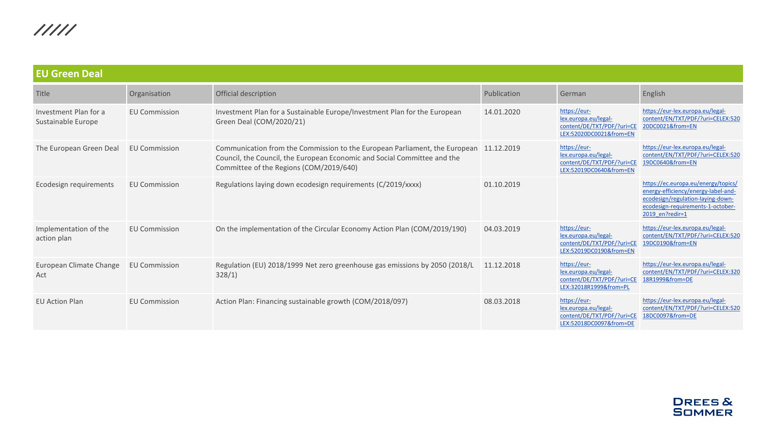## EU Green Deal

| Title | Organisation | Official description | Publication | German | English |
|---|---|---|---|---|---|
| Investment Plan for a Sustainable Europe | EU Commission | Investment Plan for a Sustainable Europe/Investment Plan for the European Green Deal (COM/2020/21) | 14.01.2020 | https://eur-lex.europa.eu/legal-content/DE/TXT/PDF/?uri=CELEX:52020DC0021&from=EN | https://eur-lex.europa.eu/legal-content/EN/TXT/PDF/?uri=CELEX:52020DC0021&from=EN |
| The European Green Deal | EU Commission | Communication from the Commission to the European Parliament, the European Council, the Council, the European Economic and Social Committee and the Committee of the Regions (COM/2019/640) | 11.12.2019 | https://eur-lex.europa.eu/legal-content/DE/TXT/PDF/?uri=CELEX:52019DC0640&from=EN | https://eur-lex.europa.eu/legal-content/EN/TXT/PDF/?uri=CELEX:52019DC0640&from=EN |
| Ecodesign requirements | EU Commission | Regulations laying down ecodesign requirements (C/2019/xxxx) | 01.10.2019 | | https://ec.europa.eu/energy/topics/energy-efficiency/energy-label-and-ecodesign/regulation-laying-down-ecodesign-requirements-1-october-2019_en?redir=1 |
| Implementation of the action plan | EU Commission | On the implementation of the Circular Economy Action Plan (COM/2019/190) | 04.03.2019 | https://eur-lex.europa.eu/legal-content/DE/TXT/PDF/?uri=CELEX:52019DC0190&from=EN | https://eur-lex.europa.eu/legal-content/EN/TXT/PDF/?uri=CELEX:52019DC0190&from=EN |
| European Climate Change Act | EU Commission | Regulation (EU) 2018/1999 Net zero greenhouse gas emissions by 2050 (2018/L 328/1) | 11.12.2018 | https://eur-lex.europa.eu/legal-content/DE/TXT/PDF/?uri=CELEX:32018R1999&from=PL | https://eur-lex.europa.eu/legal-content/EN/TXT/PDF/?uri=CELEX:32018R1999&from=DE |
| EU Action Plan | EU Commission | Action Plan: Financing sustainable growth (COM/2018/097) | 08.03.2018 | https://eur-lex.europa.eu/legal-content/DE/TXT/PDF/?uri=CELEX:52018DC0097&from=DE | https://eur-lex.europa.eu/legal-content/EN/TXT/PDF/?uri=CELEX:52018DC0097&from=DE |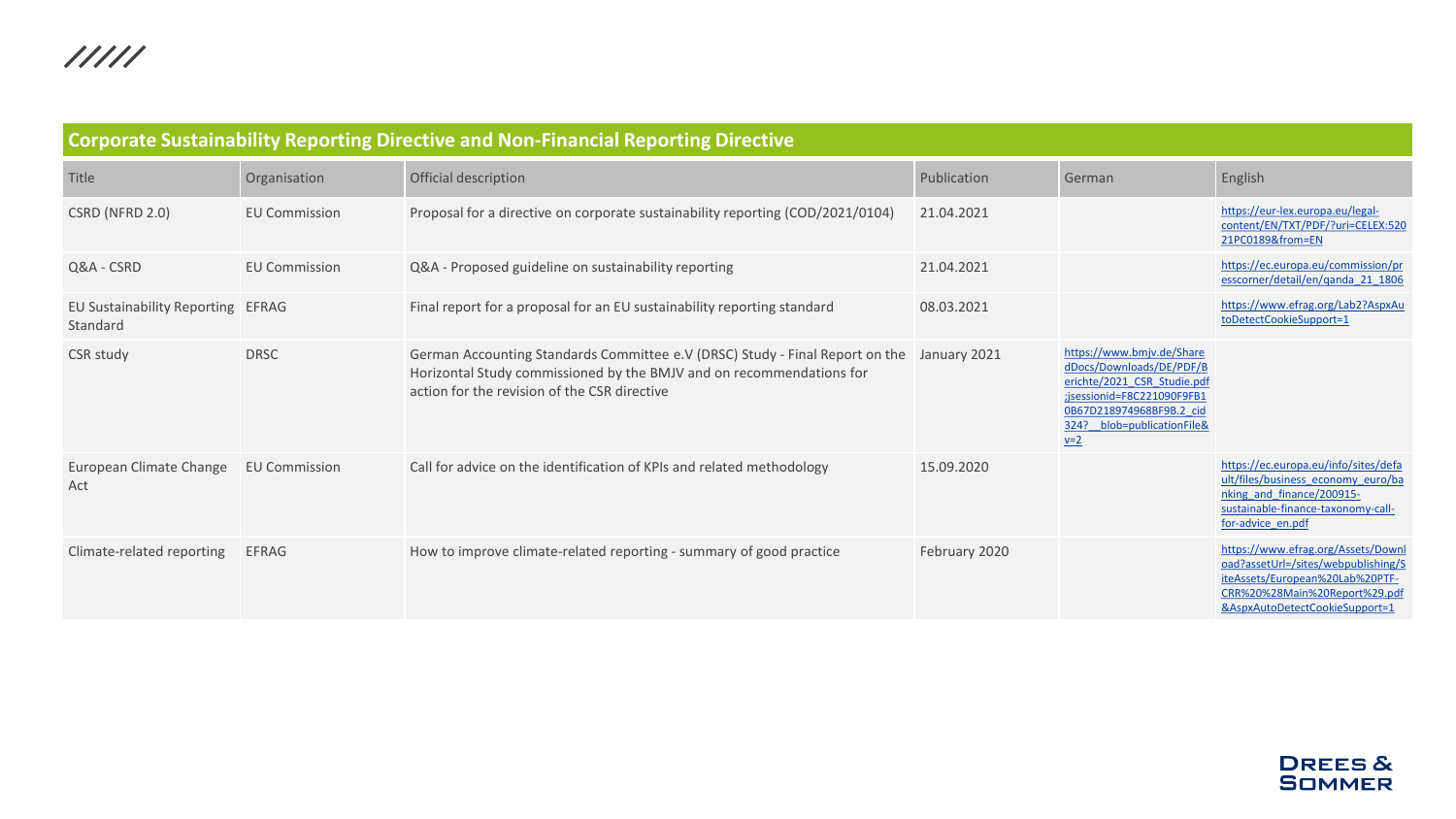## Corporate Sustainability Reporting Directive and Non-Financial Reporting Directive

| Title | Organisation | Official description | Publication | German | English |
|---|---|---|---|---|---|
| CSRD (NFRD 2.0) | EU Commission | Proposal for a directive on corporate sustainability reporting (COD/2021/0104) | 21.04.2021 | | https://eur-lex.europa.eu/legal-content/EN/TXT/PDF/?uri=CELEX:52021PC0189&from=EN |
| Q&A - CSRD | EU Commission | Q&A - Proposed guideline on sustainability reporting | 21.04.2021 | | https://ec.europa.eu/commission/presscorner/detail/en/qanda_21_1806 |
| EU Sustainability Reporting Standard | EFRAG | Final report for a proposal for an EU sustainability reporting standard | 08.03.2021 | | https://www.efrag.org/Lab2?AspxAutoDetectCookieSupport=1 |
| CSR study | DRSC | German Accounting Standards Committee e.V (DRSC) Study - Final Report on the Horizontal Study commissioned by the BMJV and on recommendations for action for the revision of the CSR directive | January 2021 | https://www.bmjv.de/SharedDocs/Downloads/DE/PDF/Berichte/2021_CSR_Studie.pdf;jsessionid=F8C221090F9FB10B67D218974968BF9B.2_cid324?__blob=publicationFile&v=2 | |
| European Climate Change Act | EU Commission | Call for advice on the identification of KPIs and related methodology | 15.09.2020 | | https://ec.europa.eu/info/sites/default/files/business_economy_euro/banking_and_finance/200915-sustainable-finance-taxonomy-call-for-advice_en.pdf |
| Climate-related reporting | EFRAG | How to improve climate-related reporting - summary of good practice | February 2020 | | https://www.efrag.org/Assets/Download?assetUrl=/sites/webpublishing/SiteAssets/European%20Lab%20PTF-CRR%20%28Main%20Report%29.pdf&AspxAutoDetectCookieSupport=1 |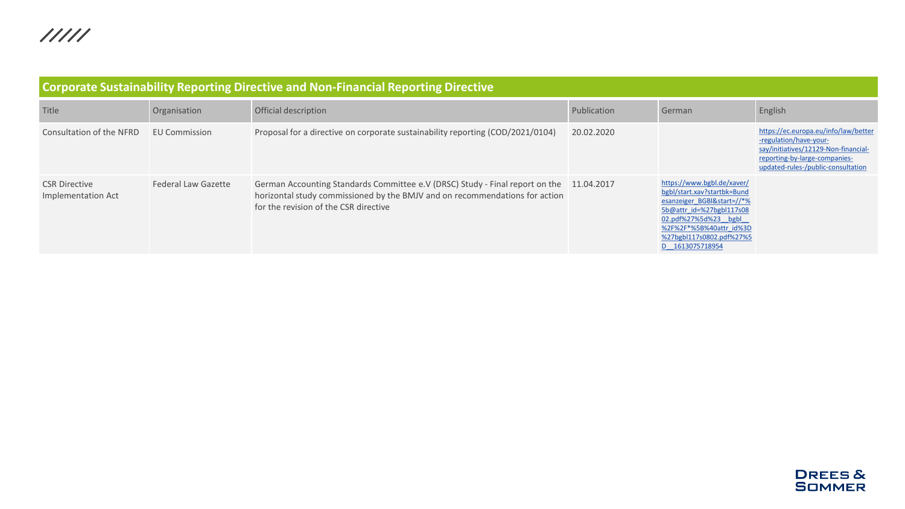## Corporate Sustainability Reporting Directive and Non-Financial Reporting Directive

| Title | Organisation | Official description | Publication | German | English |
|---|---|---|---|---|---|
| Consultation of the NFRD | EU Commission | Proposal for a directive on corporate sustainability reporting (COD/2021/0104) | 20.02.2020 | | https://ec.europa.eu/info/law/better-regulation/have-your-say/initiatives/12129-Non-financial-reporting-by-large-companies-updated-rules-/public-consultation |
| CSR Directive Implementation Act | Federal Law Gazette | German Accounting Standards Committee e.V (DRSC) Study - Final report on the horizontal study commissioned by the BMJV and on recommendations for action for the revision of the CSR directive | 11.04.2017 | https://www.bgbl.de/xaver/bgbl/start.xav?startbk=Bundesanzeiger_BGBl&start=//*%5b@attr_id=%27bgbl117s0802.pdf%27%5d%23__bgbl__%2F%2F*%5B%40attr_id%3D%27bgbl117s0802.pdf%27%5D__1613075718954 | |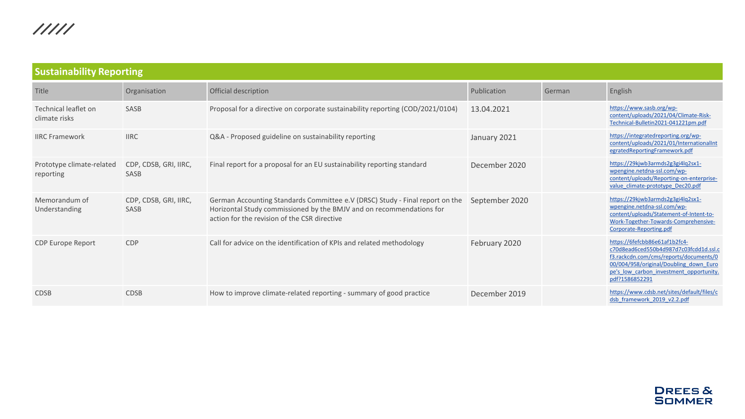## Sustainability Reporting

| Title | Organisation | Official description | Publication | German | English |
|---|---|---|---|---|---|
| Technical leaflet on climate risks | SASB | Proposal for a directive on corporate sustainability reporting (COD/2021/0104) | 13.04.2021 | | https://www.sasb.org/wp-content/uploads/2021/04/Climate-Risk-Technical-Bulletin2021-041221pm.pdf |
| IIRC Framework | IIRC | Q&A - Proposed guideline on sustainability reporting | January 2021 | | https://integratedreporting.org/wp-content/uploads/2021/01/InternationalIntegratedReportingFramework.pdf |
| Prototype climate-related reporting | CDP, CDSB, GRI, IIRC, SASB | Final report for a proposal for an EU sustainability reporting standard | December 2020 | | https://29kjwb3armds2g3gi4lq2sx1-wpengine.netdna-ssl.com/wp-content/uploads/Reporting-on-enterprise-value_climate-prototype_Dec20.pdf |
| Memorandum of Understanding | CDP, CDSB, GRI, IIRC, SASB | German Accounting Standards Committee e.V (DRSC) Study - Final report on the Horizontal Study commissioned by the BMJV and on recommendations for action for the revision of the CSR directive | September 2020 | | https://29kjwb3armds2g3gi4lq2sx1-wpengine.netdna-ssl.com/wp-content/uploads/Statement-of-Intent-to-Work-Together-Towards-Comprehensive-Corporate-Reporting.pdf |
| CDP Europe Report | CDP | Call for advice on the identification of KPIs and related methodology | February 2020 | | https://6fefcbb86e61af1b2fc4-c70d8ead6ced550b4d987d7c03fcdd1d.ssl.cf3.rackcdn.com/cms/reports/documents/000/004/958/original/Doubling_down_Europe's_low_carbon_investment_opportunity.pdf?1586852291 |
| CDSB | CDSB | How to improve climate-related reporting - summary of good practice | December 2019 | | https://www.cdsb.net/sites/default/files/cdsb_framework_2019_v2.2.pdf |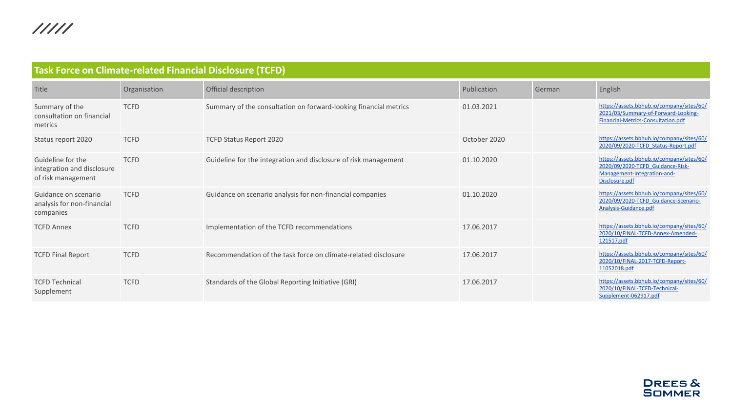## Task Force on Climate-related Financial Disclosure (TCFD)

| Title | Organisation | Official description | Publication | German | English |
|---|---|---|---|---|---|
| Summary of the consultation on financial metrics | TCFD | Summary of the consultation on forward-looking financial metrics | 01.03.2021 | | https://assets.bbhub.io/company/sites/60/2021/03/Summary-of-Forward-Looking-Financial-Metrics-Consultation.pdf |
| Status report 2020 | TCFD | TCFD Status Report 2020 | October 2020 | | https://assets.bbhub.io/company/sites/60/2020/09/2020-TCFD_Status-Report.pdf |
| Guideline for the integration and disclosure of risk management | TCFD | Guideline for the integration and disclosure of risk management | 01.10.2020 | | https://assets.bbhub.io/company/sites/60/2020/09/2020-TCFD_Guidance-Risk-Management-Integration-and-Disclosure.pdf |
| Guidance on scenario analysis for non-financial companies | TCFD | Guidance on scenario analysis for non-financial companies | 01.10.2020 | | https://assets.bbhub.io/company/sites/60/2020/09/2020-TCFD_Guidance-Scenario-Analysis-Guidance.pdf |
| TCFD Annex | TCFD | Implementation of the TCFD recommendations | 17.06.2017 | | https://assets.bbhub.io/company/sites/60/2020/10/FINAL-TCFD-Annex-Amended-121517.pdf |
| TCFD Final Report | TCFD | Recommendation of the task force on climate-related disclosure | 17.06.2017 | | https://assets.bbhub.io/company/sites/60/2020/10/FINAL-2017-TCFD-Report-11052018.pdf |
| TCFD Technical Supplement | TCFD | Standards of the Global Reporting Initiative (GRI) | 17.06.2017 | | https://assets.bbhub.io/company/sites/60/2020/10/FINAL-TCFD-Technical-Supplement-062917.pdf |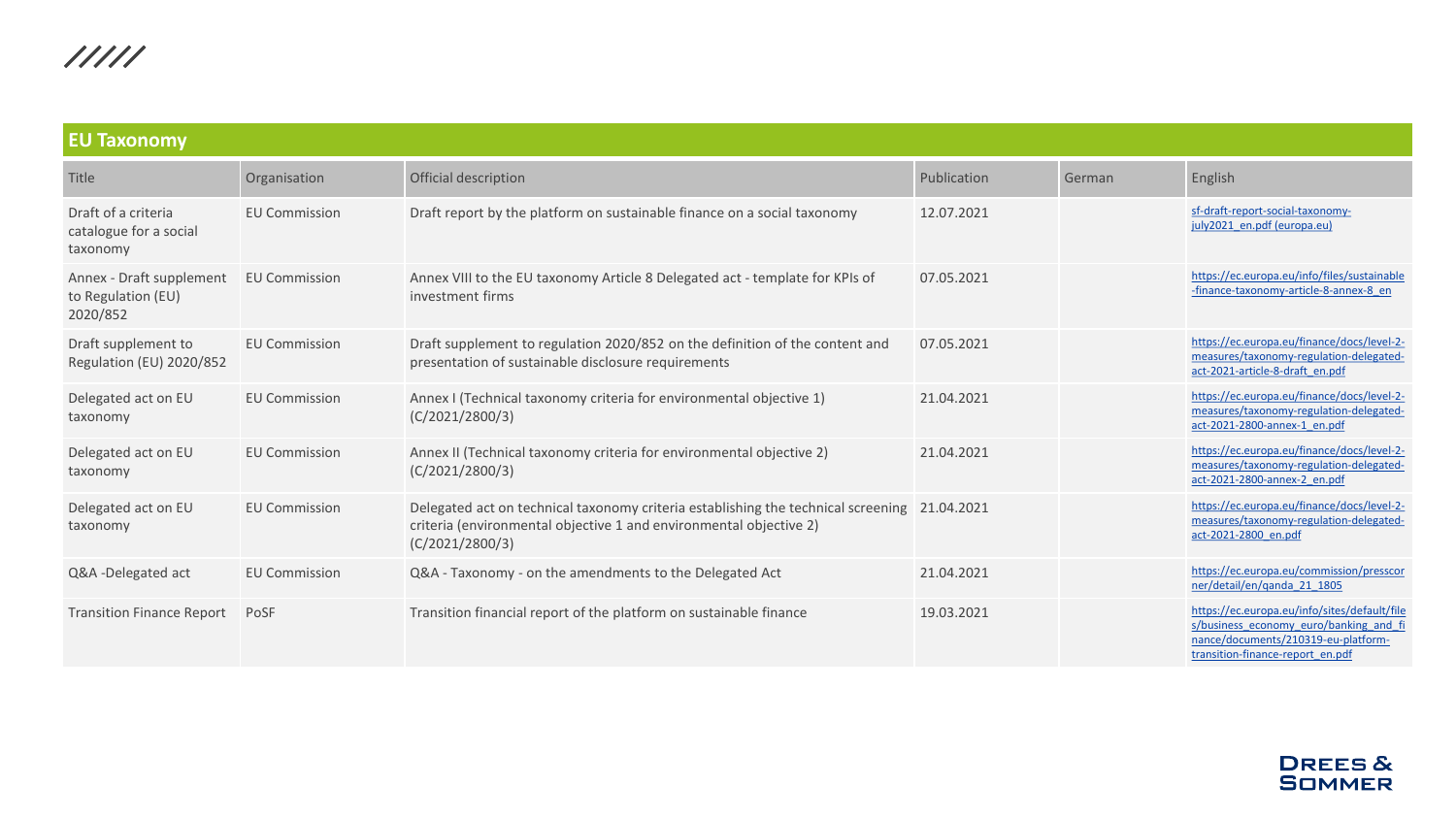## EU Taxonomy

| Title | Organisation | Official description | Publication | German | English |
|---|---|---|---|---|---|
| Draft of a criteria catalogue for a social taxonomy | EU Commission | Draft report by the platform on sustainable finance on a social taxonomy | 12.07.2021 | | sf-draft-report-social-taxonomy-july2021_en.pdf (europa.eu) |
| Annex - Draft supplement to Regulation (EU) 2020/852 | EU Commission | Annex VIII to the EU taxonomy Article 8 Delegated act - template for KPIs of investment firms | 07.05.2021 | | https://ec.europa.eu/info/files/sustainable-finance-taxonomy-article-8-annex-8_en |
| Draft supplement to Regulation (EU) 2020/852 | EU Commission | Draft supplement to regulation 2020/852 on the definition of the content and presentation of sustainable disclosure requirements | 07.05.2021 | | https://ec.europa.eu/finance/docs/level-2-measures/taxonomy-regulation-delegated-act-2021-article-8-draft_en.pdf |
| Delegated act on EU taxonomy | EU Commission | Annex I (Technical taxonomy criteria for environmental objective 1) (C/2021/2800/3) | 21.04.2021 | | https://ec.europa.eu/finance/docs/level-2-measures/taxonomy-regulation-delegated-act-2021-2800-annex-1_en.pdf |
| Delegated act on EU taxonomy | EU Commission | Annex II (Technical taxonomy criteria for environmental objective 2) (C/2021/2800/3) | 21.04.2021 | | https://ec.europa.eu/finance/docs/level-2-measures/taxonomy-regulation-delegated-act-2021-2800-annex-2_en.pdf |
| Delegated act on EU taxonomy | EU Commission | Delegated act on technical taxonomy criteria establishing the technical screening criteria (environmental objective 1 and environmental objective 2) (C/2021/2800/3) | 21.04.2021 | | https://ec.europa.eu/finance/docs/level-2-measures/taxonomy-regulation-delegated-act-2021-2800_en.pdf |
| Q&A -Delegated act | EU Commission | Q&A - Taxonomy - on the amendments to the Delegated Act | 21.04.2021 | | https://ec.europa.eu/commission/presscorner/detail/en/qanda_21_1805 |
| Transition Finance Report | PoSF | Transition financial report of the platform on sustainable finance | 19.03.2021 | | https://ec.europa.eu/info/sites/default/files/business_economy_euro/banking_and_finance/documents/210319-eu-platform-transition-finance-report_en.pdf |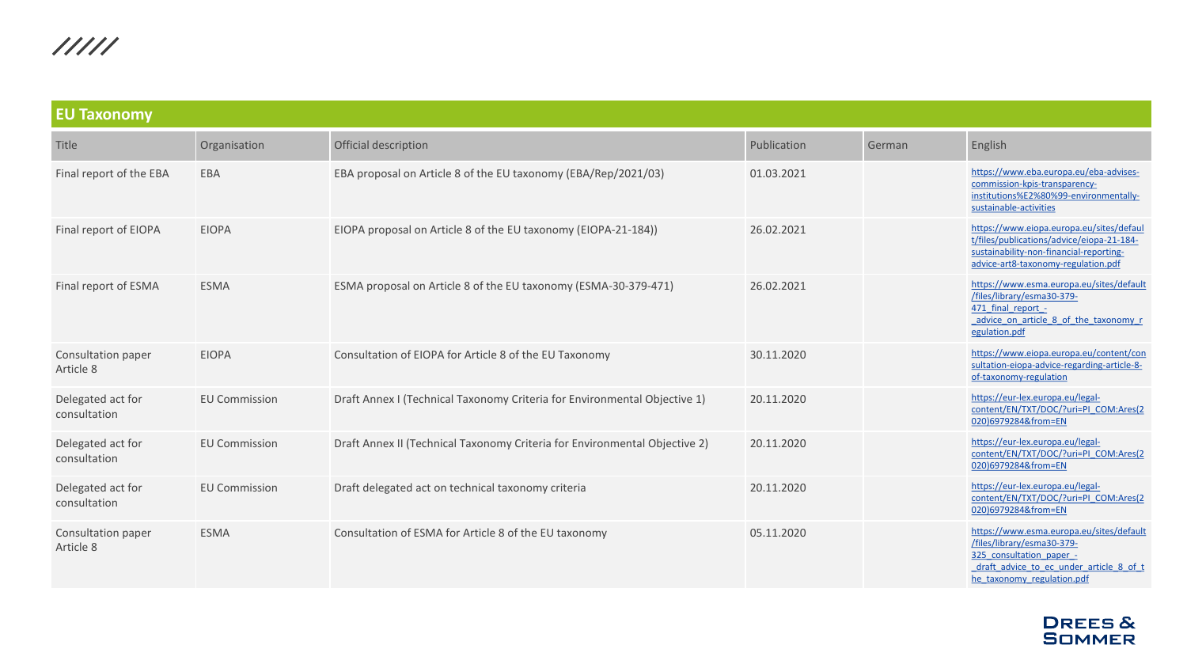## EU Taxonomy

| Title | Organisation | Official description | Publication | German | English |
|---|---|---|---|---|---|
| Final report of the EBA | EBA | EBA proposal on Article 8 of the EU taxonomy (EBA/Rep/2021/03) | 01.03.2021 | | https://www.eba.europa.eu/eba-advises-commission-kpis-transparency-institutions%E2%80%99-environmentally-sustainable-activities |
| Final report of EIOPA | EIOPA | EIOPA proposal on Article 8 of the EU taxonomy (EIOPA-21-184)) | 26.02.2021 | | https://www.eiopa.europa.eu/sites/default/files/publications/advice/eiopa-21-184-sustainability-non-financial-reporting-advice-art8-taxonomy-regulation.pdf |
| Final report of ESMA | ESMA | ESMA proposal on Article 8 of the EU taxonomy (ESMA-30-379-471) | 26.02.2021 | | https://www.esma.europa.eu/sites/default/files/library/esma30-379-471_final_report_-_advice_on_article_8_of_the_taxonomy_regulation.pdf |
| Consultation paper Article 8 | EIOPA | Consultation of EIOPA for Article 8 of the EU Taxonomy | 30.11.2020 | | https://www.eiopa.europa.eu/content/consultation-eiopa-advice-regarding-article-8-of-taxonomy-regulation |
| Delegated act for consultation | EU Commission | Draft Annex I (Technical Taxonomy Criteria for Environmental Objective 1) | 20.11.2020 | | https://eur-lex.europa.eu/legal-content/EN/TXT/DOC/?uri=PI_COM:Ares(2020)6979284&from=EN |
| Delegated act for consultation | EU Commission | Draft Annex II (Technical Taxonomy Criteria for Environmental Objective 2) | 20.11.2020 | | https://eur-lex.europa.eu/legal-content/EN/TXT/DOC/?uri=PI_COM:Ares(2020)6979284&from=EN |
| Delegated act for consultation | EU Commission | Draft delegated act on technical taxonomy criteria | 20.11.2020 | | https://eur-lex.europa.eu/legal-content/EN/TXT/DOC/?uri=PI_COM:Ares(2020)6979284&from=EN |
| Consultation paper Article 8 | ESMA | Consultation of ESMA for Article 8 of the EU taxonomy | 05.11.2020 | | https://www.esma.europa.eu/sites/default/files/library/esma30-379-325_consultation_paper_-_draft_advice_to_ec_under_article_8_of_the_taxonomy_regulation.pdf |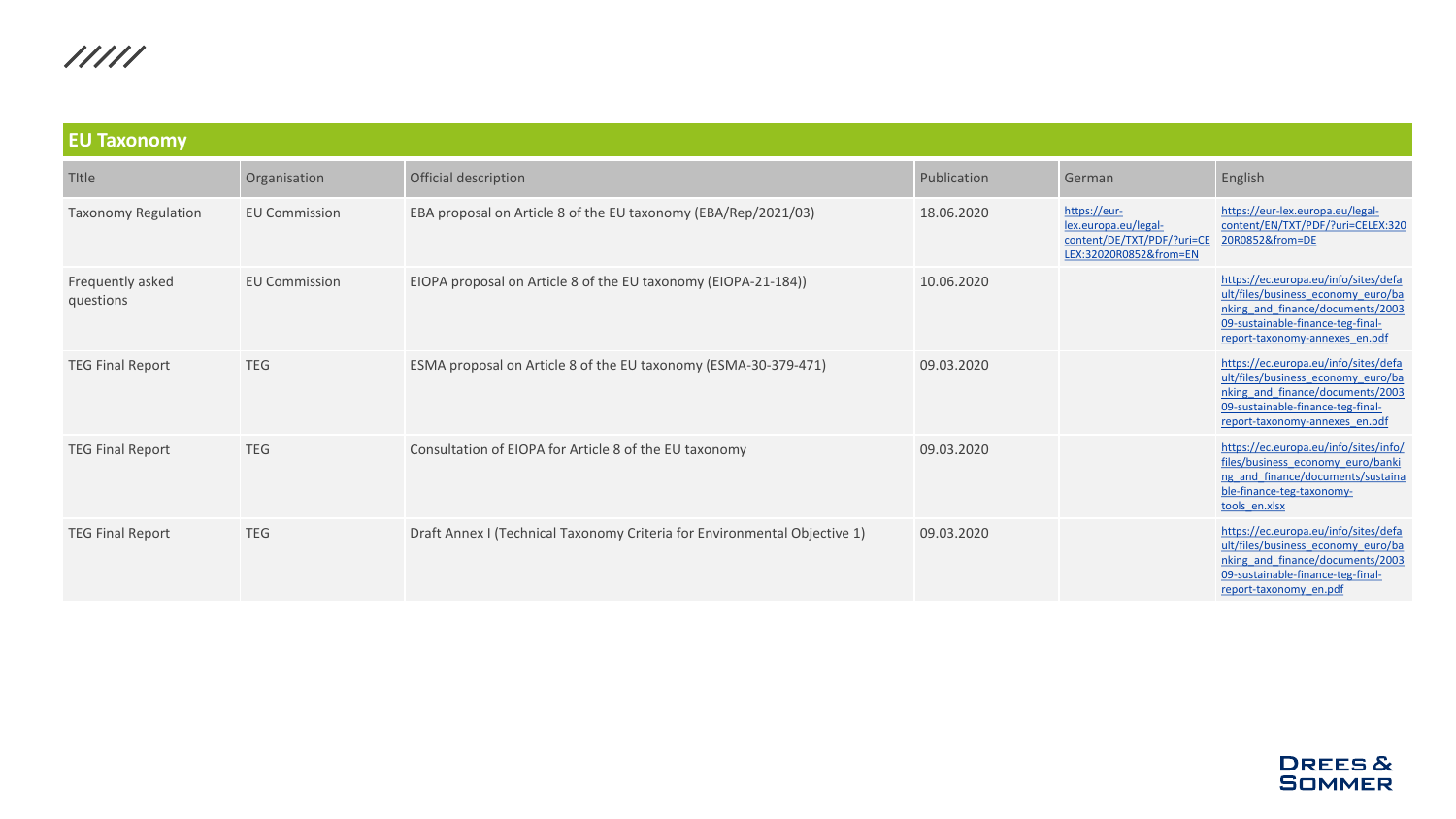## EU Taxonomy

| TItle | Organisation | Official description | Publication | German | English |
|---|---|---|---|---|---|
| Taxonomy Regulation | EU Commission | EBA proposal on Article 8 of the EU taxonomy (EBA/Rep/2021/03) | 18.06.2020 | https://eur-lex.europa.eu/legal-content/DE/TXT/PDF/?uri=CELEX:32020R0852&from=EN | https://eur-lex.europa.eu/legal-content/EN/TXT/PDF/?uri=CELEX:32020R0852&from=DE |
| Frequently asked questions | EU Commission | EIOPA proposal on Article 8 of the EU taxonomy (EIOPA-21-184)) | 10.06.2020 | | https://ec.europa.eu/info/sites/default/files/business_economy_euro/banking_and_finance/documents/200309-sustainable-finance-teg-final-report-taxonomy-annexes_en.pdf |
| TEG Final Report | TEG | ESMA proposal on Article 8 of the EU taxonomy (ESMA-30-379-471) | 09.03.2020 | | https://ec.europa.eu/info/sites/default/files/business_economy_euro/banking_and_finance/documents/200309-sustainable-finance-teg-final-report-taxonomy-annexes_en.pdf |
| TEG Final Report | TEG | Consultation of EIOPA for Article 8 of the EU taxonomy | 09.03.2020 | | https://ec.europa.eu/info/sites/info/files/business_economy_euro/banking_and_finance/documents/sustainable-finance-teg-taxonomy-tools_en.xlsx |
| TEG Final Report | TEG | Draft Annex I (Technical Taxonomy Criteria for Environmental Objective 1) | 09.03.2020 | | https://ec.europa.eu/info/sites/default/files/business_economy_euro/banking_and_finance/documents/200309-sustainable-finance-teg-final-report-taxonomy_en.pdf |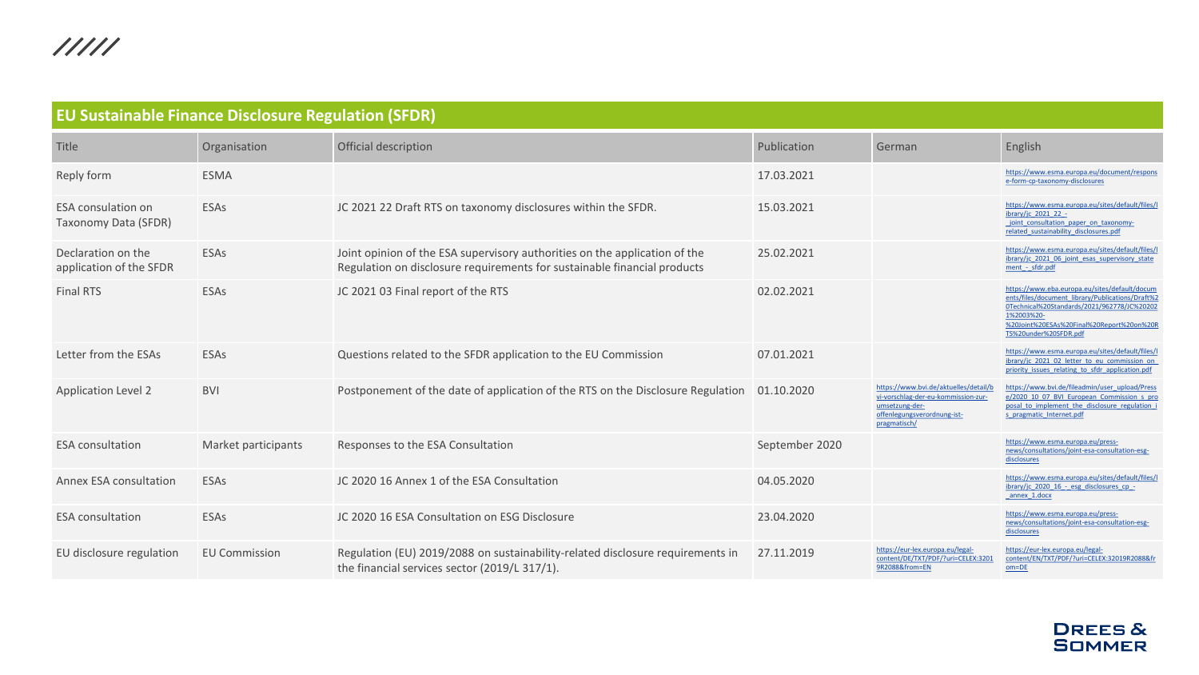## EU Sustainable Finance Disclosure Regulation (SFDR)

| Title | Organisation | Official description | Publication | German | English |
|---|---|---|---|---|---|
| Reply form | ESMA | | 17.03.2021 | | https://www.esma.europa.eu/document/response-form-cp-taxonomy-disclosures |
| ESA consulation on Taxonomy Data (SFDR) | ESAs | JC 2021 22 Draft RTS on taxonomy disclosures within the SFDR. | 15.03.2021 | | https://www.esma.europa.eu/sites/default/files/library/jc_2021_22_-_joint_consultation_paper_on_taxonomy-related_sustainability_disclosures.pdf |
| Declaration on the application of the SFDR | ESAs | Joint opinion of the ESA supervisory authorities on the application of the Regulation on disclosure requirements for sustainable financial products | 25.02.2021 | | https://www.esma.europa.eu/sites/default/files/library/jc_2021_06_joint_esas_supervisory_statement_-_sfdr.pdf |
| Final RTS | ESAs | JC 2021 03 Final report of the RTS | 02.02.2021 | | https://www.eba.europa.eu/sites/default/documents/files/document_library/Publications/Draft%20Technical%20Standards/2021/962778/JC%202021%2003%20-%20Joint%20ESAs%20Final%20Report%20on%20RTS%20under%20SFDR.pdf |
| Letter from the ESAs | ESAs | Questions related to the SFDR application to the EU Commission | 07.01.2021 | | https://www.esma.europa.eu/sites/default/files/library/jc_2021_02_letter_to_eu_commission_on_priority_issues_relating_to_sfdr_application.pdf |
| Application Level 2 | BVI | Postponement of the date of application of the RTS on the Disclosure Regulation | 01.10.2020 | https://www.bvi.de/aktuelles/detail/bvi-vorschlag-der-eu-kommission-zur-umsetzung-der-offenlegungsverordnung-ist-pragmatisch/ | https://www.bvi.de/fileadmin/user_upload/Presse/2020_10_07_BVI_European_Commission_s_proposal_to_implement_the_disclosure_regulation_is_pragmatic_Internet.pdf |
| ESA consultation | Market participants | Responses to the ESA Consultation | September 2020 | | https://www.esma.europa.eu/press-news/consultations/joint-esa-consultation-esg-disclosures |
| Annex ESA consultation | ESAs | JC 2020 16 Annex 1 of the ESA Consultation | 04.05.2020 | | https://www.esma.europa.eu/sites/default/files/library/jc_2020_16_-_esg_disclosures_cp_-_annex_1.docx |
| ESA consultation | ESAs | JC 2020 16 ESA Consultation on ESG Disclosure | 23.04.2020 | | https://www.esma.europa.eu/press-news/consultations/joint-esa-consultation-esg-disclosures |
| EU disclosure regulation | EU Commission | Regulation (EU) 2019/2088 on sustainability-related disclosure requirements in the financial services sector (2019/L 317/1). | 27.11.2019 | https://eur-lex.europa.eu/legal-content/DE/TXT/PDF/?uri=CELEX:32019R2088&from=EN | https://eur-lex.europa.eu/legal-content/EN/TXT/PDF/?uri=CELEX:32019R2088&from=DE |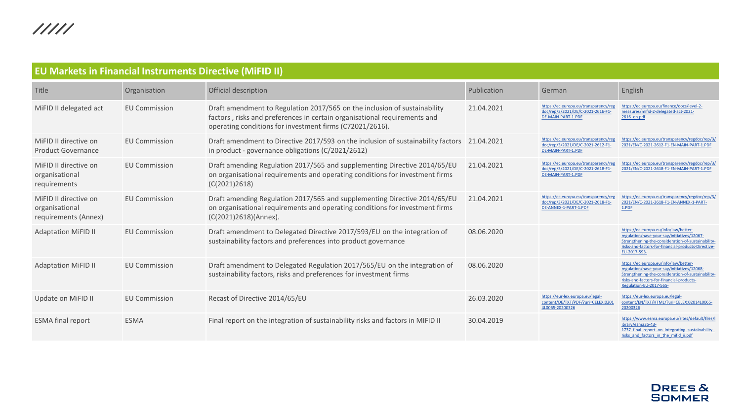## EU Markets in Financial Instruments Directive (MiFID II)

| Title | Organisation | Official description | Publication | German | English |
|---|---|---|---|---|---|
| MiFID II delegated act | EU Commission | Draft amendment to Regulation 2017/565 on the inclusion of sustainability factors , risks and preferences in certain organisational requirements and operating conditions for investment firms (C72021/2616). | 21.04.2021 | https://ec.europa.eu/transparency/regdoc/rep/3/2021/DE/C-2021-2616-F1-DE-MAIN-PART-1.PDF | https://ec.europa.eu/finance/docs/level-2-measures/mifid-2-delegated-act-2021-2616_en.pdf |
| MiFID II directive on Product Governance | EU Commission | Draft amendment to Directive 2017/593 on the inclusion of sustainability factors in product - governance obligations (C/2021/2612) | 21.04.2021 | https://ec.europa.eu/transparency/regdoc/rep/3/2021/DE/C-2021-2612-F1-DE-MAIN-PART-1.PDF | https://ec.europa.eu/transparency/regdoc/rep/3/2021/EN/C-2021-2612-F1-EN-MAIN-PART-1.PDF |
| MiFID II directive on organisational requirements | EU Commission | Draft amending Regulation 2017/565 and supplementing Directive 2014/65/EU on organisational requirements and operating conditions for investment firms (C(2021)2618) | 21.04.2021 | https://ec.europa.eu/transparency/regdoc/rep/3/2021/DE/C-2021-2618-F1-DE-MAIN-PART-1.PDF | https://ec.europa.eu/transparency/regdoc/rep/3/2021/EN/C-2021-2618-F1-EN-MAIN-PART-1.PDF |
| MiFID II directive on organisational requirements (Annex) | EU Commission | Draft amending Regulation 2017/565 and supplementing Directive 2014/65/EU on organisational requirements and operating conditions for investment firms (C(2021)2618)(Annex). | 21.04.2021 | https://ec.europa.eu/transparency/regdoc/rep/3/2021/DE/C-2021-2618-F1-DE-ANNEX-1-PART-1.PDF | https://ec.europa.eu/transparency/regdoc/rep/3/2021/EN/C-2021-2618-F1-EN-ANNEX-1-PART-1.PDF |
| Adaptation MiFID II | EU Commission | Draft amendment to Delegated Directive 2017/593/EU on the integration of sustainability factors and preferences into product governance | 08.06.2020 | | https://ec.europa.eu/info/law/better-regulation/have-your-say/initiatives/12067-Strengthening-the-consideration-of-sustainability-risks-and-factors-for-financial-products-Directive-EU-2017-593- |
| Adaptation MiFID II | EU Commission | Draft amendment to Delegated Regulation 2017/565/EU on the integration of sustainability factors, risks and preferences for investment firms | 08.06.2020 | | https://ec.europa.eu/info/law/better-regulation/have-your-say/initiatives/12068-Strengthening-the-consideration-of-sustainability-risks-and-factors-for-financial-products-Regulation-EU-2017-565- |
| Update on MiFID II | EU Commission | Recast of Directive 2014/65/EU | 26.03.2020 | https://eur-lex.europa.eu/legal-content/DE/TXT/PDF/?uri=CELEX:02014L0065-20200326 | https://eur-lex.europa.eu/legal-content/EN/TXT/HTML/?uri=CELEX:02014L0065-20200326 |
| ESMA final report | ESMA | Final report on the integration of sustainability risks and factors in MIFID II | 30.04.2019 | | https://www.esma.europa.eu/sites/default/files/library/esma35-43-1737_final_report_on_integrating_sustainability_risks_and_factors_in_the_mifid_ii.pdf |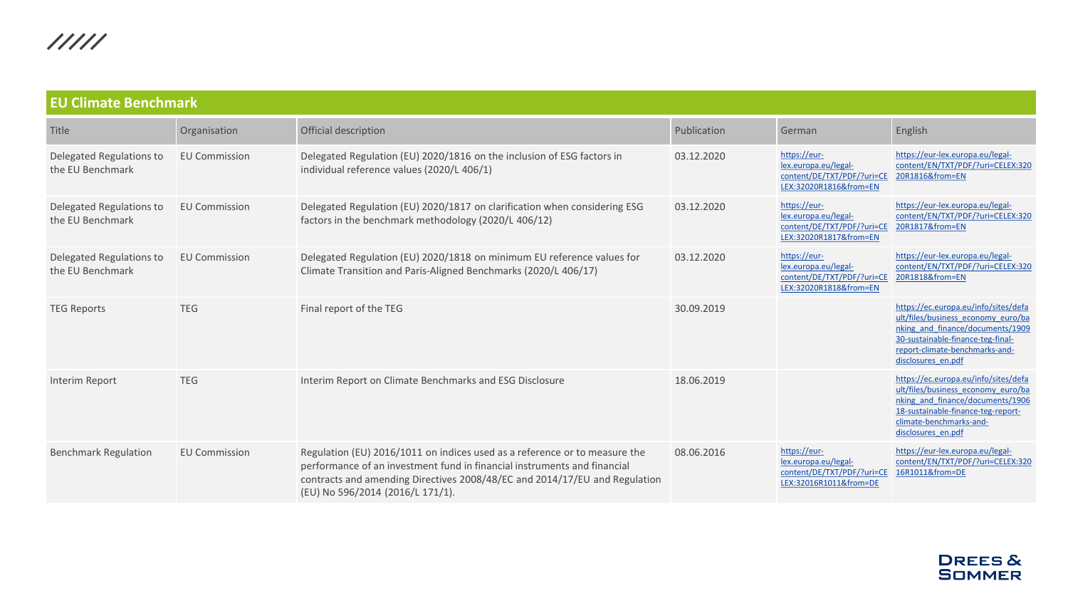## EU Climate Benchmark

| Title | Organisation | Official description | Publication | German | English |
|---|---|---|---|---|---|
| Delegated Regulations to the EU Benchmark | EU Commission | Delegated Regulation (EU) 2020/1816 on the inclusion of ESG factors in individual reference values (2020/L 406/1) | 03.12.2020 | https://eur-lex.europa.eu/legal-content/DE/TXT/PDF/?uri=CELEX:32020R1816&from=EN | https://eur-lex.europa.eu/legal-content/EN/TXT/PDF/?uri=CELEX:32020R1816&from=EN |
| Delegated Regulations to the EU Benchmark | EU Commission | Delegated Regulation (EU) 2020/1817 on clarification when considering ESG factors in the benchmark methodology (2020/L 406/12) | 03.12.2020 | https://eur-lex.europa.eu/legal-content/DE/TXT/PDF/?uri=CELEX:32020R1817&from=EN | https://eur-lex.europa.eu/legal-content/EN/TXT/PDF/?uri=CELEX:32020R1817&from=EN |
| Delegated Regulations to the EU Benchmark | EU Commission | Delegated Regulation (EU) 2020/1818 on minimum EU reference values for Climate Transition and Paris-Aligned Benchmarks (2020/L 406/17) | 03.12.2020 | https://eur-lex.europa.eu/legal-content/DE/TXT/PDF/?uri=CELEX:32020R1818&from=EN | https://eur-lex.europa.eu/legal-content/EN/TXT/PDF/?uri=CELEX:32020R1818&from=EN |
| TEG Reports | TEG | Final report of the TEG | 30.09.2019 | | https://ec.europa.eu/info/sites/default/files/business_economy_euro/banking_and_finance/documents/190930-sustainable-finance-teg-final-report-climate-benchmarks-and-disclosures_en.pdf |
| Interim Report | TEG | Interim Report on Climate Benchmarks and ESG Disclosure | 18.06.2019 | | https://ec.europa.eu/info/sites/default/files/business_economy_euro/banking_and_finance/documents/190618-sustainable-finance-teg-report-climate-benchmarks-and-disclosures_en.pdf |
| Benchmark Regulation | EU Commission | Regulation (EU) 2016/1011 on indices used as a reference or to measure the performance of an investment fund in financial instruments and financial contracts and amending Directives 2008/48/EC and 2014/17/EU and Regulation (EU) No 596/2014 (2016/L 171/1). | 08.06.2016 | https://eur-lex.europa.eu/legal-content/DE/TXT/PDF/?uri=CELEX:32016R1011&from=DE | https://eur-lex.europa.eu/legal-content/EN/TXT/PDF/?uri=CELEX:32016R1011&from=DE |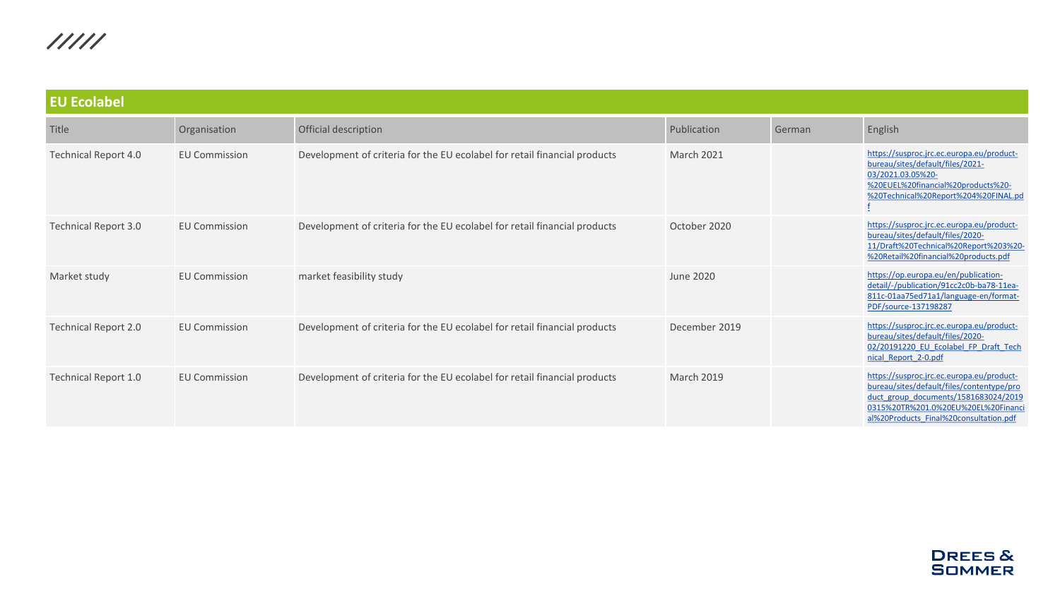## EU Ecolabel

| Title | Organisation | Official description | Publication | German | English |
|---|---|---|---|---|---|
| Technical Report 4.0 | EU Commission | Development of criteria for the EU ecolabel for retail financial products | March 2021 | | https://susproc.jrc.ec.europa.eu/product-bureau/sites/default/files/2021-03/2021.03.05%20-%20EUEL%20financial%20products%20-%20Technical%20Report%204%20FINAL.pdf |
| Technical Report 3.0 | EU Commission | Development of criteria for the EU ecolabel for retail financial products | October 2020 | | https://susproc.jrc.ec.europa.eu/product-bureau/sites/default/files/2020-11/Draft%20Technical%20Report%203%20-%20Retail%20financial%20products.pdf |
| Market study | EU Commission | market feasibility study | June 2020 | | https://op.europa.eu/en/publication-detail/-/publication/91cc2c0b-ba78-11ea-811c-01aa75ed71a1/language-en/format-PDF/source-137198287 |
| Technical Report 2.0 | EU Commission | Development of criteria for the EU ecolabel for retail financial products | December 2019 | | https://susproc.jrc.ec.europa.eu/product-bureau/sites/default/files/2020-02/20191220_EU_Ecolabel_FP_Draft_Technical_Report_2-0.pdf |
| Technical Report 1.0 | EU Commission | Development of criteria for the EU ecolabel for retail financial products | March 2019 | | https://susproc.jrc.ec.europa.eu/product-bureau/sites/default/files/contentype/product_group_documents/1581683024/20190315%20TR%201.0%20EU%20EL%20Financial%20Products_Final%20consultation.pdf |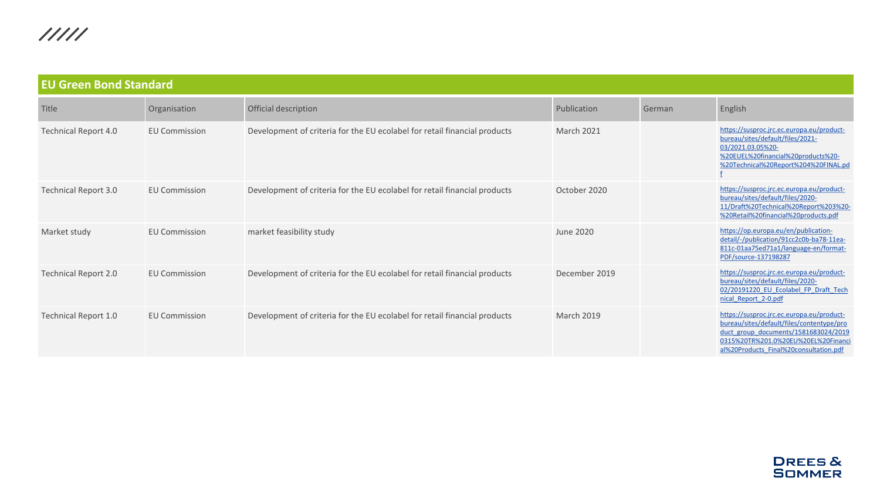## EU Green Bond Standard

| Title | Organisation | Official description | Publication | German | English |
|---|---|---|---|---|---|
| Technical Report 4.0 | EU Commission | Development of criteria for the EU ecolabel for retail financial products | March 2021 | | https://susproc.jrc.ec.europa.eu/product-bureau/sites/default/files/2021-03/2021.03.05%20-%20EUEL%20financial%20products%20-%20Technical%20Report%204%20FINAL.pdf |
| Technical Report 3.0 | EU Commission | Development of criteria for the EU ecolabel for retail financial products | October 2020 | | https://susproc.jrc.ec.europa.eu/product-bureau/sites/default/files/2020-11/Draft%20Technical%20Report%203%20-%20Retail%20financial%20products.pdf |
| Market study | EU Commission | market feasibility study | June 2020 | | https://op.europa.eu/en/publication-detail/-/publication/91cc2c0b-ba78-11ea-811c-01aa75ed71a1/language-en/format-PDF/source-137198287 |
| Technical Report 2.0 | EU Commission | Development of criteria for the EU ecolabel for retail financial products | December 2019 | | https://susproc.jrc.ec.europa.eu/product-bureau/sites/default/files/2020-02/20191220_EU_Ecolabel_FP_Draft_Technical_Report_2-0.pdf |
| Technical Report 1.0 | EU Commission | Development of criteria for the EU ecolabel for retail financial products | March 2019 | | https://susproc.jrc.ec.europa.eu/product-bureau/sites/default/files/contentype/product_group_documents/1581683024/20190315%20TR%201.0%20EU%20EL%20Financial%20Products_Final%20consultation.pdf |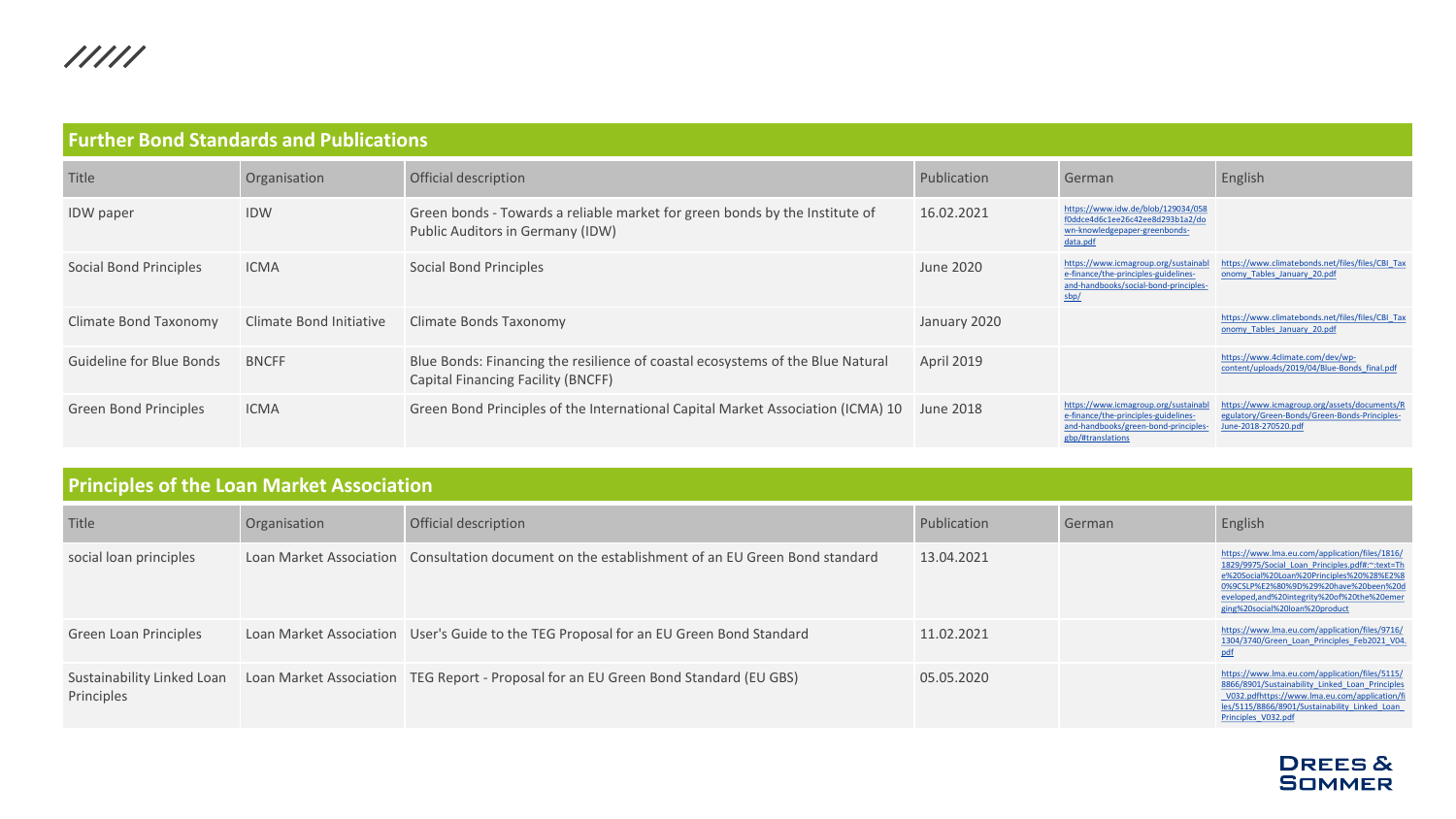## Further Bond Standards and Publications

| Title | Organisation | Official description | Publication | German | English |
|---|---|---|---|---|---|
| IDW paper | IDW | Green bonds - Towards a reliable market for green bonds by the Institute of Public Auditors in Germany (IDW) | 16.02.2021 | https://www.idw.de/blob/129034/058f0ddce4d6c1ee26c42ee8d293b1a2/down-knowledgepaper-greenbonds-data.pdf | |
| Social Bond Principles | ICMA | Social Bond Principles | June 2020 | https://www.icmagroup.org/sustainable-finance/the-principles-guidelines-and-handbooks/social-bond-principles-sbp/ | https://www.climatebonds.net/files/files/CBI_Taxonomy_Tables_January_20.pdf |
| Climate Bond Taxonomy | Climate Bond Initiative | Climate Bonds Taxonomy | January 2020 | | https://www.climatebonds.net/files/files/CBI_Taxonomy_Tables_January_20.pdf |
| Guideline for Blue Bonds | BNCFF | Blue Bonds: Financing the resilience of coastal ecosystems of the Blue Natural Capital Financing Facility (BNCFF) | April 2019 | | https://www.4climate.com/dev/wp-content/uploads/2019/04/Blue-Bonds_final.pdf |
| Green Bond Principles | ICMA | Green Bond Principles of the International Capital Market Association (ICMA) 10 | June 2018 | https://www.icmagroup.org/sustainable-finance/the-principles-guidelines-and-handbooks/green-bond-principles-gbp/#translations | https://www.icmagroup.org/assets/documents/Regulatory/Green-Bonds/Green-Bonds-Principles-June-2018-270520.pdf |

## Principles of the Loan Market Association

| Title | Organisation | Official description | Publication | German | English |
|---|---|---|---|---|---|
| social loan principles | Loan Market Association | Consultation document on the establishment of an EU Green Bond standard | 13.04.2021 | | https://www.lma.eu.com/application/files/1816/1829/9975/Social_Loan_Principles.pdf#:~:text=The%20Social%20Loan%20Principles%20%28%E2%80%9CSLP%E2%80%9D%29%20have%20been%20developed,and%20integrity%20of%20the%20emerging%20social%20loan%20product |
| Green Loan Principles | Loan Market Association | User's Guide to the TEG Proposal for an EU Green Bond Standard | 11.02.2021 | | https://www.lma.eu.com/application/files/9716/1304/3740/Green_Loan_Principles_Feb2021_V04.pdf |
| Sustainability Linked Loan Principles | Loan Market Association | TEG Report - Proposal for an EU Green Bond Standard (EU GBS) | 05.05.2020 | | https://www.lma.eu.com/application/files/5115/8866/8901/Sustainability_Linked_Loan_Principles_V032.pdfhttps://www.lma.eu.com/application/files/5115/8866/8901/Sustainability_Linked_Loan_Principles_V032.pdf |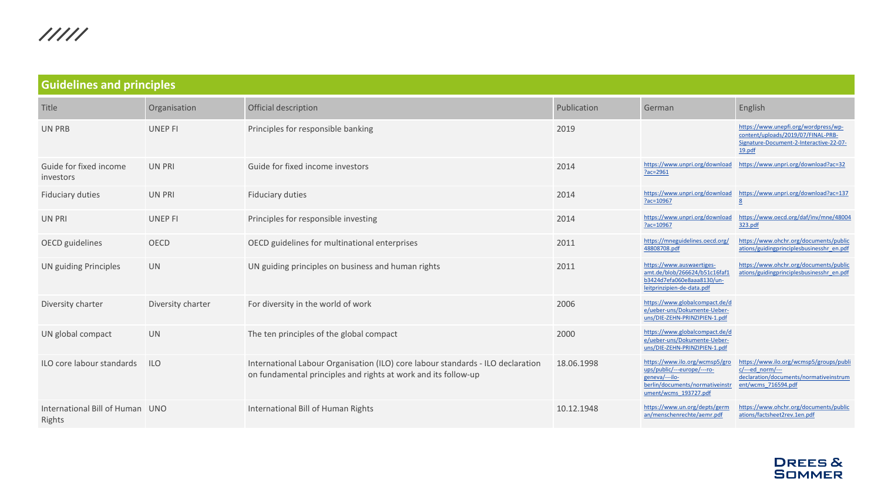## Guidelines and principles

| Title | Organisation | Official description | Publication | German | English |
|---|---|---|---|---|---|
| UN PRB | UNEP FI | Principles for responsible banking | 2019 | | https://www.unepfi.org/wordpress/wp-content/uploads/2019/07/FINAL-PRB-Signature-Document-2-Interactive-22-07-19.pdf |
| Guide for fixed income investors | UN PRI | Guide for fixed income investors | 2014 | https://www.unpri.org/download?ac=2961 | https://www.unpri.org/download?ac=32 |
| Fiduciary duties | UN PRI | Fiduciary duties | 2014 | https://www.unpri.org/download?ac=10967 | https://www.unpri.org/download?ac=1378 |
| UN PRI | UNEP FI | Principles for responsible investing | 2014 | https://www.unpri.org/download?ac=10967 | https://www.oecd.org/daf/inv/mne/48004323.pdf |
| OECD guidelines | OECD | OECD guidelines for multinational enterprises | 2011 | https://mneguidelines.oecd.org/48808708.pdf | https://www.ohchr.org/documents/publications/guidingprinciplesbusinesshr_en.pdf |
| UN guiding Principles | UN | UN guiding principles on business and human rights | 2011 | https://www.auswaertiges-amt.de/blob/266624/b51c16faf1b3424d7efa060e8aaa8130/un-leitprinzipien-de-data.pdf | https://www.ohchr.org/documents/publications/guidingprinciplesbusinesshr_en.pdf |
| Diversity charter | Diversity charter | For diversity in the world of work | 2006 | https://www.globalcompact.de/de/ueber-uns/Dokumente-Ueber-uns/DIE-ZEHN-PRINZIPIEN-1.pdf | |
| UN global compact | UN | The ten principles of the global compact | 2000 | https://www.globalcompact.de/de/ueber-uns/Dokumente-Ueber-uns/DIE-ZEHN-PRINZIPIEN-1.pdf | |
| ILO core labour standards | ILO | International Labour Organisation (ILO) core labour standards - ILO declaration on fundamental principles and rights at work and its follow-up | 18.06.1998 | https://www.ilo.org/wcmsp5/groups/public/---europe/---ro-geneva/---ilo-berlin/documents/normativeinstrument/wcms_193727.pdf | https://www.ilo.org/wcmsp5/groups/public/---ed_norm/---declaration/documents/normativeinstrument/wcms_716594.pdf |
| International Bill of Human Rights | UNO | International Bill of Human Rights | 10.12.1948 | https://www.un.org/depts/german/menschenrechte/aemr.pdf | https://www.ohchr.org/documents/publications/factsheet2rev.1en.pdf |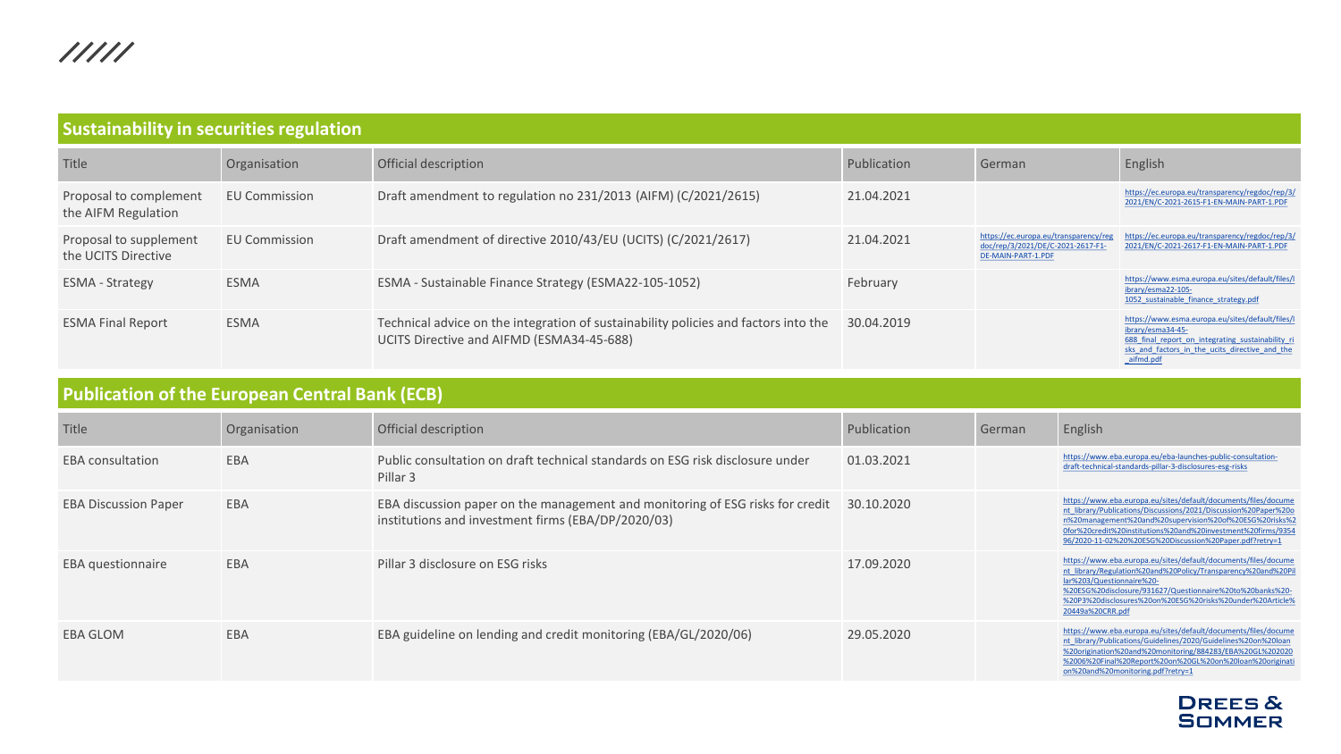## Sustainability in securities regulation

| Title | Organisation | Official description | Publication | German | English |
|---|---|---|---|---|---|
| Proposal to complement the AIFM Regulation | EU Commission | Draft amendment to regulation no 231/2013 (AIFM) (C/2021/2615) | 21.04.2021 | | https://ec.europa.eu/transparency/regdoc/rep/3/2021/EN/C-2021-2615-F1-EN-MAIN-PART-1.PDF |
| Proposal to supplement the UCITS Directive | EU Commission | Draft amendment of directive 2010/43/EU (UCITS) (C/2021/2617) | 21.04.2021 | https://ec.europa.eu/transparency/regdoc/rep/3/2021/DE/C-2021-2617-F1-DE-MAIN-PART-1.PDF | https://ec.europa.eu/transparency/regdoc/rep/3/2021/EN/C-2021-2617-F1-EN-MAIN-PART-1.PDF |
| ESMA - Strategy | ESMA | ESMA - Sustainable Finance Strategy (ESMA22-105-1052) | February | | https://www.esma.europa.eu/sites/default/files/library/esma22-105-1052_sustainable_finance_strategy.pdf |
| ESMA Final Report | ESMA | Technical advice on the integration of sustainability policies and factors into the UCITS Directive and AIFMD (ESMA34-45-688) | 30.04.2019 | | https://www.esma.europa.eu/sites/default/files/library/esma34-45-688_final_report_on_integrating_sustainability_risks_and_factors_in_the_ucits_directive_and_the_aifmd.pdf |

## Publication of the European Central Bank (ECB)

| Title | Organisation | Official description | Publication | German | English |
|---|---|---|---|---|---|
| EBA consultation | EBA | Public consultation on draft technical standards on ESG risk disclosure under Pillar 3 | 01.03.2021 | | https://www.eba.europa.eu/eba-launches-public-consultation-draft-technical-standards-pillar-3-disclosures-esg-risks |
| EBA Discussion Paper | EBA | EBA discussion paper on the management and monitoring of ESG risks for credit institutions and investment firms (EBA/DP/2020/03) | 30.10.2020 | | https://www.eba.europa.eu/sites/default/documents/files/document_library/Publications/Discussions/2021/Discussion%20Paper%20on%20management%20and%20supervision%20of%20ESG%20risks%20for%20credit%20institutions%20and%20investment%20firms/935496/2020-11-02%20%20ESG%20Discussion%20Paper.pdf?retry=1 |
| EBA questionnaire | EBA | Pillar 3 disclosure on ESG risks | 17.09.2020 | | https://www.eba.europa.eu/sites/default/documents/files/document_library/Regulation%20and%20Policy/Transparency%20and%20Pillar%203/Questionnaire%20-%20ESG%20disclosure/931627/Questionnaire%20to%20banks%20-%20P3%20disclosures%20on%20ESG%20risks%20under%20Article%20449a%20CRR.pdf |
| EBA GLOM | EBA | EBA guideline on lending and credit monitoring (EBA/GL/2020/06) | 29.05.2020 | | https://www.eba.europa.eu/sites/default/documents/files/document_library/Publications/Guidelines/2020/Guidelines%20on%20loan%20origination%20and%20monitoring/884283/EBA%20GL%202020%2006%20Final%20Report%20on%20GL%20on%20loan%20origination%20and%20monitoring.pdf?retry=1 |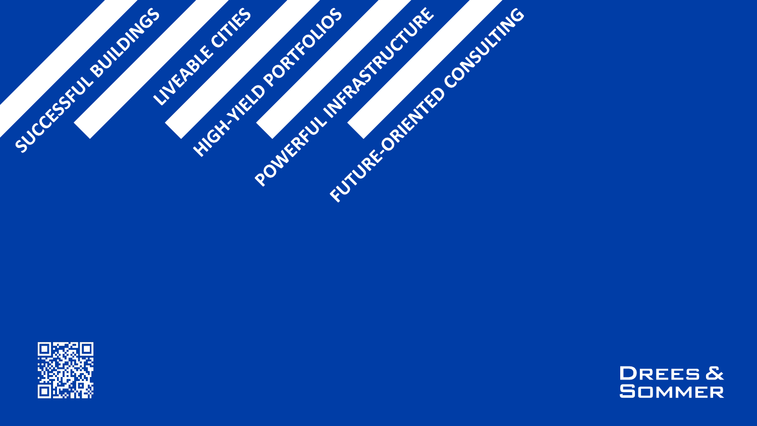SUCCESSFUL BUILDINGS

LIVEABLE CITIES

HIGH-YIELD PORTFOLIOS

POWERFUL INFRASTRUCTURE

FUTURE-ORIENTED CONSULTING

DREES & SOMMER